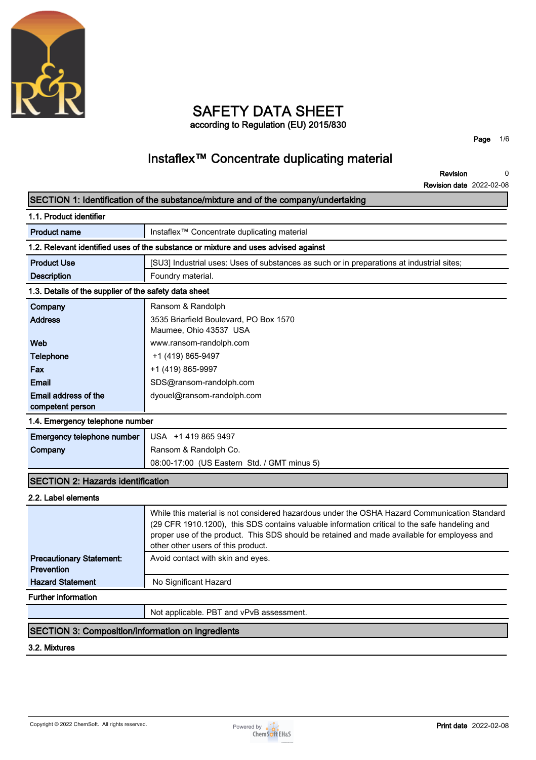# SAFETY DATA SHEET

according to Regulation (EU) 2015/830

## Instaflex™ Concentrate duplicating material

**Revision** 0
**Revision date** 2022-02-08

## SECTION 1: Identification of the substance/mixture and of the company/undertaking

### 1.1. Product identifier

| | |
|---|---|
| **Product name** | Instaflex™ Concentrate duplicating material |

### 1.2. Relevant identified uses of the substance or mixture and uses advised against

| | |
|---|---|
| **Product Use** | [SU3] Industrial uses: Uses of substances as such or in preparations at industrial sites; |
| **Description** | Foundry material. |

### 1.3. Details of the supplier of the safety data sheet

| | |
|---|---|
| **Company** | Ransom & Randolph |
| **Address** | 3535 Briarfield Boulevard, PO Box 1570<br>Maumee, Ohio 43537 USA |
| **Web** | www.ransom-randolph.com |
| **Telephone** | +1 (419) 865-9497 |
| **Fax** | +1 (419) 865-9997 |
| **Email** | SDS@ransom-randolph.com |
| **Email address of the competent person** | dyouel@ransom-randolph.com |

### 1.4. Emergency telephone number

| | |
|---|---|
| **Emergency telephone number** | USA +1 419 865 9497 |
| **Company** | Ransom & Randolph Co. |
| | 08:00-17:00 (US Eastern Std. / GMT minus 5) |

## SECTION 2: Hazards identification

### 2.2. Label elements

| | |
|---|---|
| | While this material is not considered hazardous under the OSHA Hazard Communication Standard (29 CFR 1910.1200), this SDS contains valuable information critical to the safe handeling and proper use of the product. This SDS should be retained and made available for employess and other other users of this product. |
| **Precautionary Statement: Prevention** | Avoid contact with skin and eyes. |
| **Hazard Statement** | No Significant Hazard |

### Further information

| | |
|---|---|
| | Not applicable. PBT and vPvB assessment. |

## SECTION 3: Composition/information on ingredients

### 3.2. Mixtures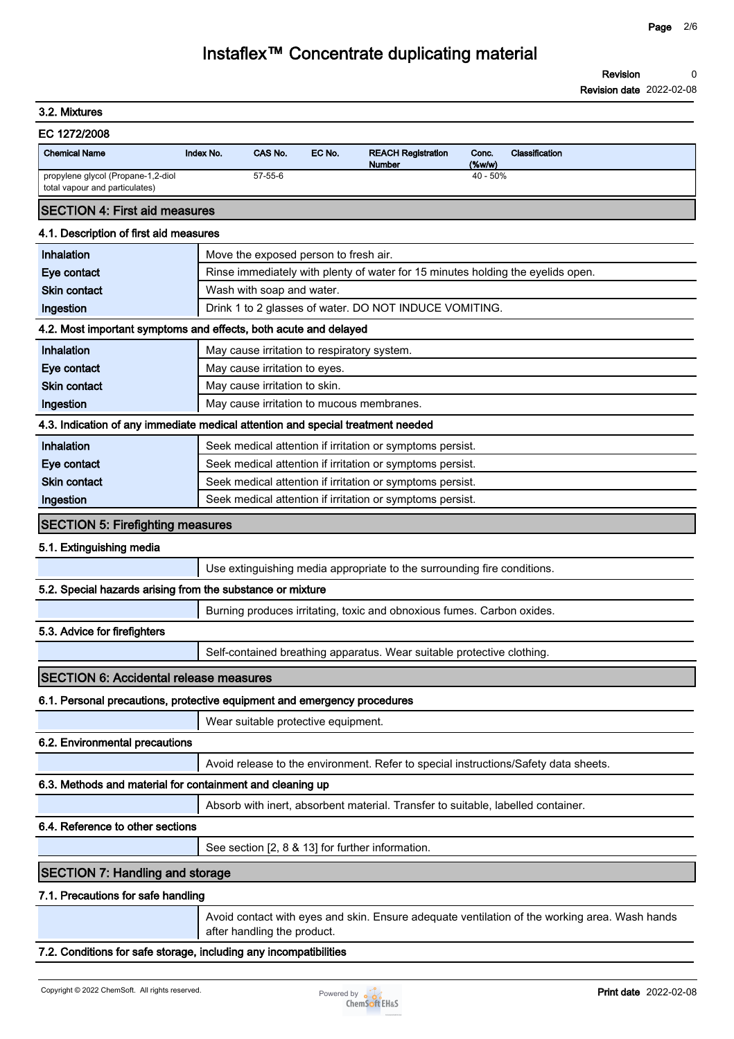### 3.2. Mixtures

**EC 1272/2008**

| Chemical Name | Index No. | CAS No. | EC No. | REACH Registration Number | Conc. (%w/w) | Classification |
|---|---|---|---|---|---|---|
| propylene glycol (Propane-1,2-diol total vapour and particulates) | | 57-55-6 | | | 40 - 50% | |

## SECTION 4: First aid measures

### 4.1. Description of first aid measures

| | |
|---|---|
| **Inhalation** | Move the exposed person to fresh air. |
| **Eye contact** | Rinse immediately with plenty of water for 15 minutes holding the eyelids open. |
| **Skin contact** | Wash with soap and water. |
| **Ingestion** | Drink 1 to 2 glasses of water. DO NOT INDUCE VOMITING. |

### 4.2. Most important symptoms and effects, both acute and delayed

| | |
|---|---|
| **Inhalation** | May cause irritation to respiratory system. |
| **Eye contact** | May cause irritation to eyes. |
| **Skin contact** | May cause irritation to skin. |
| **Ingestion** | May cause irritation to mucous membranes. |

### 4.3. Indication of any immediate medical attention and special treatment needed

| | |
|---|---|
| **Inhalation** | Seek medical attention if irritation or symptoms persist. |
| **Eye contact** | Seek medical attention if irritation or symptoms persist. |
| **Skin contact** | Seek medical attention if irritation or symptoms persist. |
| **Ingestion** | Seek medical attention if irritation or symptoms persist. |

## SECTION 5: Firefighting measures

### 5.1. Extinguishing media

Use extinguishing media appropriate to the surrounding fire conditions.

### 5.2. Special hazards arising from the substance or mixture

Burning produces irritating, toxic and obnoxious fumes. Carbon oxides.

### 5.3. Advice for firefighters

Self-contained breathing apparatus. Wear suitable protective clothing.

## SECTION 6: Accidental release measures

### 6.1. Personal precautions, protective equipment and emergency procedures

Wear suitable protective equipment.

### 6.2. Environmental precautions

Avoid release to the environment. Refer to special instructions/Safety data sheets.

### 6.3. Methods and material for containment and cleaning up

Absorb with inert, absorbent material. Transfer to suitable, labelled container.

### 6.4. Reference to other sections

See section [2, 8 & 13] for further information.

## SECTION 7: Handling and storage

### 7.1. Precautions for safe handling

Avoid contact with eyes and skin. Ensure adequate ventilation of the working area. Wash hands after handling the product.

### 7.2. Conditions for safe storage, including any incompatibilities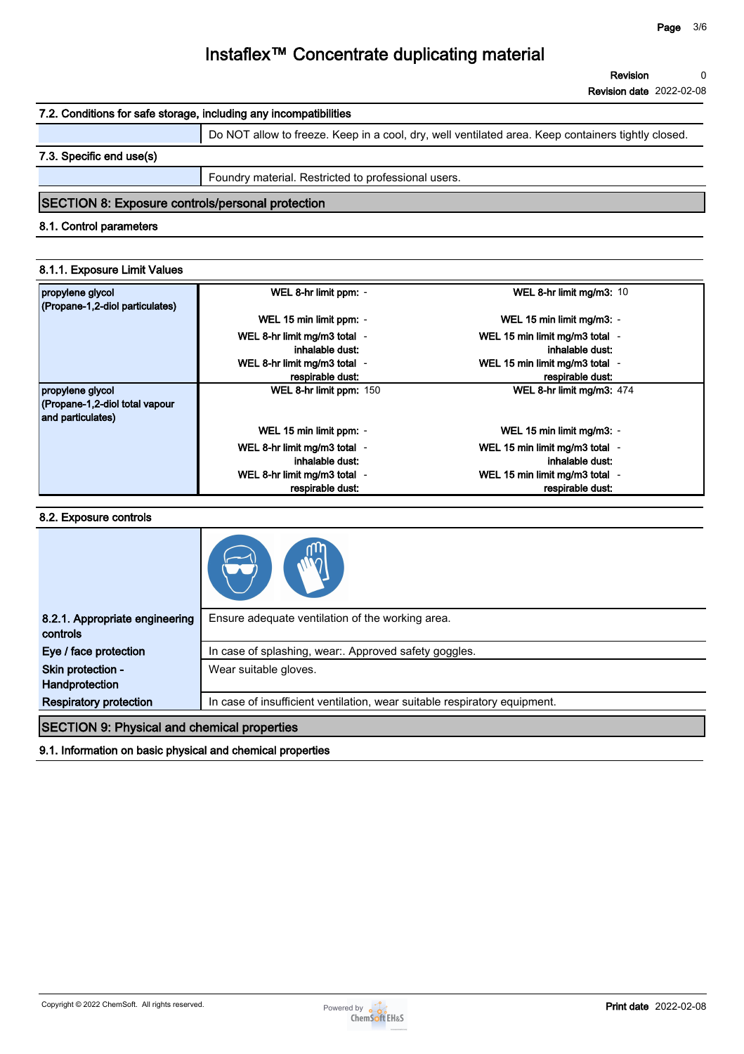# Instaflex™ Concentrate duplicating material

**Revision** 0

**Revision date** 2022-02-08

### 7.2. Conditions for safe storage, including any incompatibilities

| | |
|---|---|
| | Do NOT allow to freeze. Keep in a cool, dry, well ventilated area. Keep containers tightly closed. |

### 7.3. Specific end use(s)

| | |
|---|---|
| | Foundry material. Restricted to professional users. |

## SECTION 8: Exposure controls/personal protection

### 8.1. Control parameters

#### 8.1.1. Exposure Limit Values

| | | | | |
|---|---|---|---|---|
| **propylene glycol (Propane-1,2-diol particulates)** | **WEL 8-hr limit ppm:** | - | **WEL 8-hr limit mg/m3:** | 10 |
| | **WEL 15 min limit ppm:** | - | **WEL 15 min limit mg/m3:** | - |
| | **WEL 8-hr limit mg/m3 total inhalable dust:** | - | **WEL 15 min limit mg/m3 total inhalable dust:** | - |
| | **WEL 8-hr limit mg/m3 total respirable dust:** | - | **WEL 15 min limit mg/m3 total respirable dust:** | - |
| **propylene glycol (Propane-1,2-diol total vapour and particulates)** | **WEL 8-hr limit ppm:** | 150 | **WEL 8-hr limit mg/m3:** | 474 |
| | **WEL 15 min limit ppm:** | - | **WEL 15 min limit mg/m3:** | - |
| | **WEL 8-hr limit mg/m3 total inhalable dust:** | - | **WEL 15 min limit mg/m3 total inhalable dust:** | - |
| | **WEL 8-hr limit mg/m3 total respirable dust:** | - | **WEL 15 min limit mg/m3 total respirable dust:** | - |

### 8.2. Exposure controls

| | |
|---|---|
| **8.2.1. Appropriate engineering controls** | Ensure adequate ventilation of the working area. |
| **Eye / face protection** | In case of splashing, wear:. Approved safety goggles. |
| **Skin protection - Handprotection** | Wear suitable gloves. |
| **Respiratory protection** | In case of insufficient ventilation, wear suitable respiratory equipment. |

## SECTION 9: Physical and chemical properties

### 9.1. Information on basic physical and chemical properties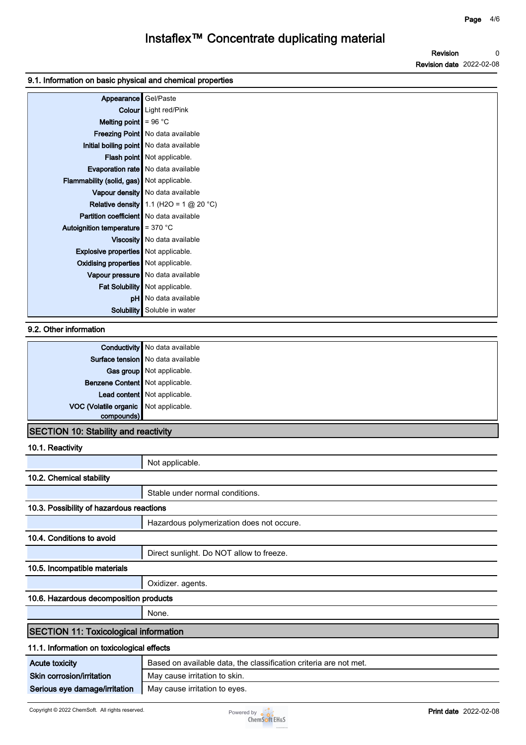### 9.1. Information on basic physical and chemical properties

| | |
|---|---|
| **Appearance** | Gel/Paste |
| **Colour** | Light red/Pink |
| **Melting point** | = 96 °C |
| **Freezing Point** | No data available |
| **Initial boiling point** | No data available |
| **Flash point** | Not applicable. |
| **Evaporation rate** | No data available |
| **Flammability (solid, gas)** | Not applicable. |
| **Vapour density** | No data available |
| **Relative density** | 1.1 ($H_2O$ = 1 @ 20 °C) |
| **Partition coefficient** | No data available |
| **Autoignition temperature** | = 370 °C |
| **Viscosity** | No data available |
| **Explosive properties** | Not applicable. |
| **Oxidising properties** | Not applicable. |
| **Vapour pressure** | No data available |
| **Fat Solubility** | Not applicable. |
| **pH** | No data available |
| **Solubility** | Soluble in water |

### 9.2. Other information

| | |
|---|---|
| **Conductivity** | No data available |
| **Surface tension** | No data available |
| **Gas group** | Not applicable. |
| **Benzene Content** | Not applicable. |
| **Lead content** | Not applicable. |
| **VOC (Volatile organic compounds)** | Not applicable. |

## SECTION 10: Stability and reactivity

### 10.1. Reactivity

Not applicable.

### 10.2. Chemical stability

Stable under normal conditions.

### 10.3. Possibility of hazardous reactions

Hazardous polymerization does not occure.

### 10.4. Conditions to avoid

Direct sunlight. Do NOT allow to freeze.

### 10.5. Incompatible materials

Oxidizer. agents.

### 10.6. Hazardous decomposition products

None.

## SECTION 11: Toxicological information

### 11.1. Information on toxicological effects

| | |
|---|---|
| **Acute toxicity** | Based on available data, the classification criteria are not met. |
| **Skin corrosion/irritation** | May cause irritation to skin. |
| **Serious eye damage/irritation** | May cause irritation to eyes. |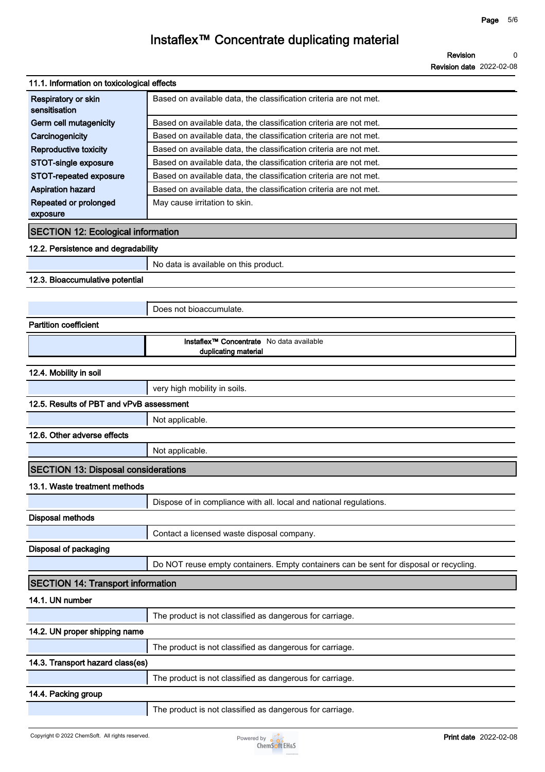### 11.1. Information on toxicological effects

| | |
|---|---|
| Respiratory or skin sensitisation | Based on available data, the classification criteria are not met. |
| Germ cell mutagenicity | Based on available data, the classification criteria are not met. |
| Carcinogenicity | Based on available data, the classification criteria are not met. |
| Reproductive toxicity | Based on available data, the classification criteria are not met. |
| STOT-single exposure | Based on available data, the classification criteria are not met. |
| STOT-repeated exposure | Based on available data, the classification criteria are not met. |
| Aspiration hazard | Based on available data, the classification criteria are not met. |
| Repeated or prolonged exposure | May cause irritation to skin. |

## SECTION 12: Ecological information

### 12.2. Persistence and degradability

No data is available on this product.

### 12.3. Bioaccumulative potential

Does not bioaccumulate.

**Partition coefficient**

| | | |
|---|---|---|
| | **Instaflex™ Concentrate duplicating material** | No data available |

### 12.4. Mobility in soil

very high mobility in soils.

### 12.5. Results of PBT and vPvB assessment

Not applicable.

### 12.6. Other adverse effects

Not applicable.

## SECTION 13: Disposal considerations

### 13.1. Waste treatment methods

Dispose of in compliance with all. local and national regulations.

**Disposal methods**

Contact a licensed waste disposal company.

**Disposal of packaging**

Do NOT reuse empty containers. Empty containers can be sent for disposal or recycling.

## SECTION 14: Transport information

### 14.1. UN number

The product is not classified as dangerous for carriage.

### 14.2. UN proper shipping name

The product is not classified as dangerous for carriage.

### 14.3. Transport hazard class(es)

The product is not classified as dangerous for carriage.

### 14.4. Packing group

The product is not classified as dangerous for carriage.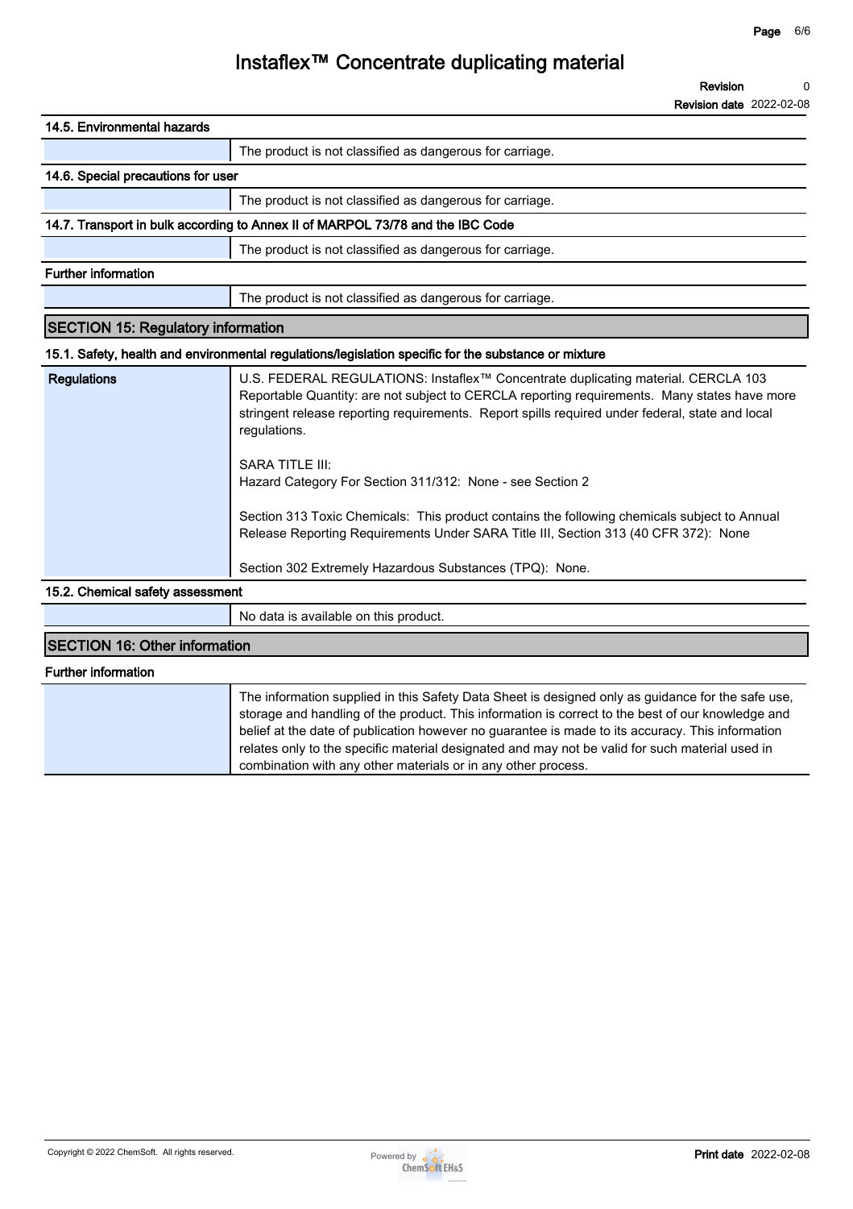### 14.5. Environmental hazards

| | |
|---|---|
| | The product is not classified as dangerous for carriage. |

### 14.6. Special precautions for user

| | |
|---|---|
| | The product is not classified as dangerous for carriage. |

### 14.7. Transport in bulk according to Annex II of MARPOL 73/78 and the IBC Code

| | |
|---|---|
| | The product is not classified as dangerous for carriage. |

### Further information

| | |
|---|---|
| | The product is not classified as dangerous for carriage. |

## SECTION 15: Regulatory information

### 15.1. Safety, health and environmental regulations/legislation specific for the substance or mixture

| | |
|---|---|
| **Regulations** | U.S. FEDERAL REGULATIONS: Instaflex™ Concentrate duplicating material. CERCLA 103 Reportable Quantity: are not subject to CERCLA reporting requirements. Many states have more stringent release reporting requirements. Report spills required under federal, state and local regulations.<br><br>SARA TITLE III:<br>Hazard Category For Section 311/312: None - see Section 2<br><br>Section 313 Toxic Chemicals: This product contains the following chemicals subject to Annual Release Reporting Requirements Under SARA Title III, Section 313 (40 CFR 372): None<br><br>Section 302 Extremely Hazardous Substances (TPQ): None. |

### 15.2. Chemical safety assessment

| | |
|---|---|
| | No data is available on this product. |

## SECTION 16: Other information

### Further information

| | |
|---|---|
| | The information supplied in this Safety Data Sheet is designed only as guidance for the safe use, storage and handling of the product. This information is correct to the best of our knowledge and belief at the date of publication however no guarantee is made to its accuracy. This information relates only to the specific material designated and may not be valid for such material used in combination with any other materials or in any other process. |